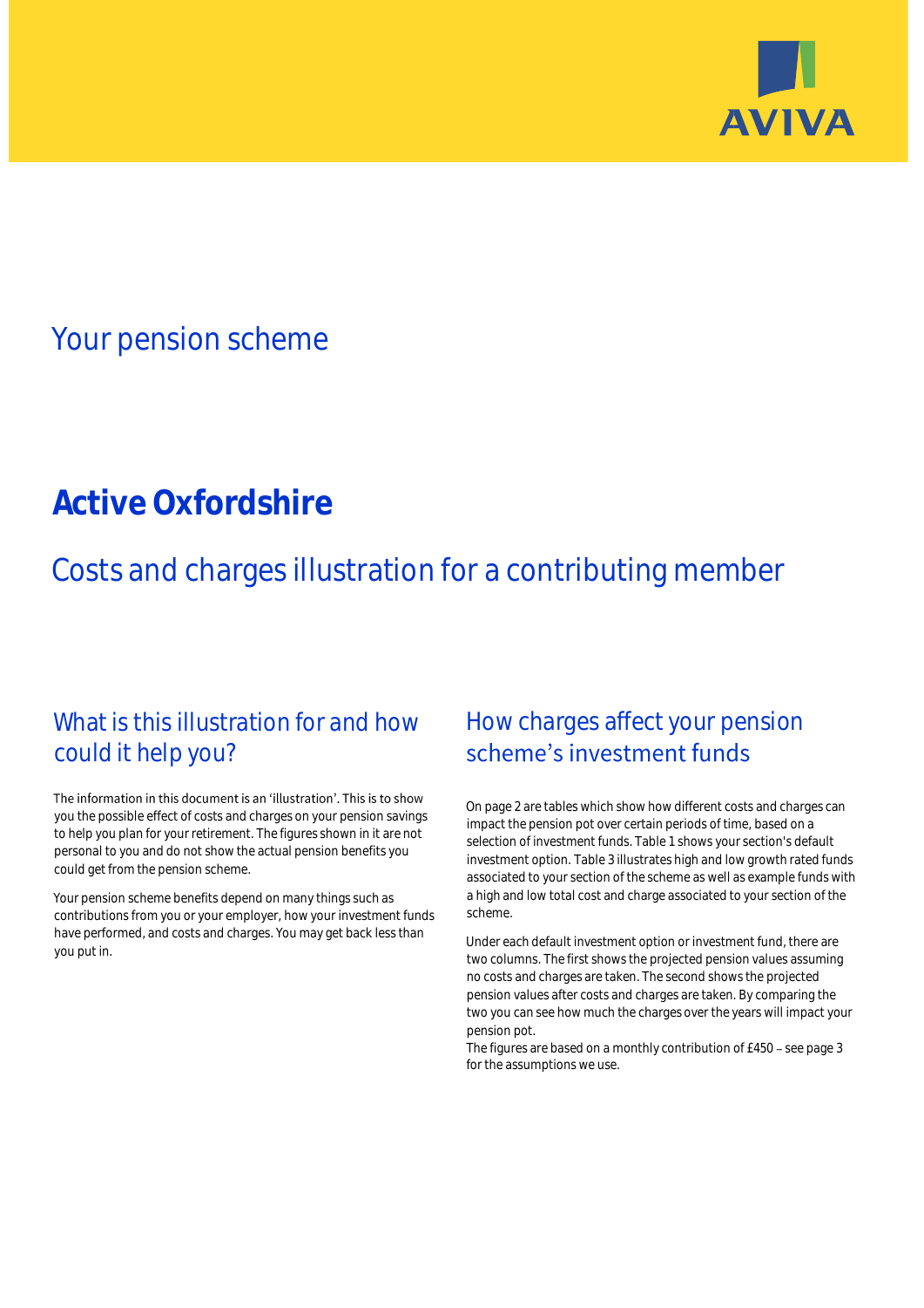# Your pension scheme

# Active Oxfordshire

## Costs and charges illustration for a contributing member

## What is this illustration for and how could it help you?

The information in this document is an 'illustration'. This is to show you the possible effect of costs and charges on your pension savings to help you plan for your retirement. The figures shown in it are not personal to you and do not show the actual pension benefits you could get from the pension scheme.

Your pension scheme benefits depend on many things such as contributions from you or your employer, how your investment funds have performed, and costs and charges. You may get back less than you put in.

## How charges affect your pension scheme's investment funds

On page 2 are tables which show how different costs and charges can impact the pension pot over certain periods of time, based on a selection of investment funds. Table 1 shows your section's default investment option. Table 3 illustrates high and low growth rated funds associated to your section of the scheme as well as example funds with a high and low total cost and charge associated to your section of the scheme.

Under each default investment option or investment fund, there are two columns. The first shows the projected pension values assuming no costs and charges are taken. The second shows the projected pension values after costs and charges are taken. By comparing the two you can see how much the charges over the years will impact your pension pot.
The figures are based on a monthly contribution of £450 – see page 3 for the assumptions we use.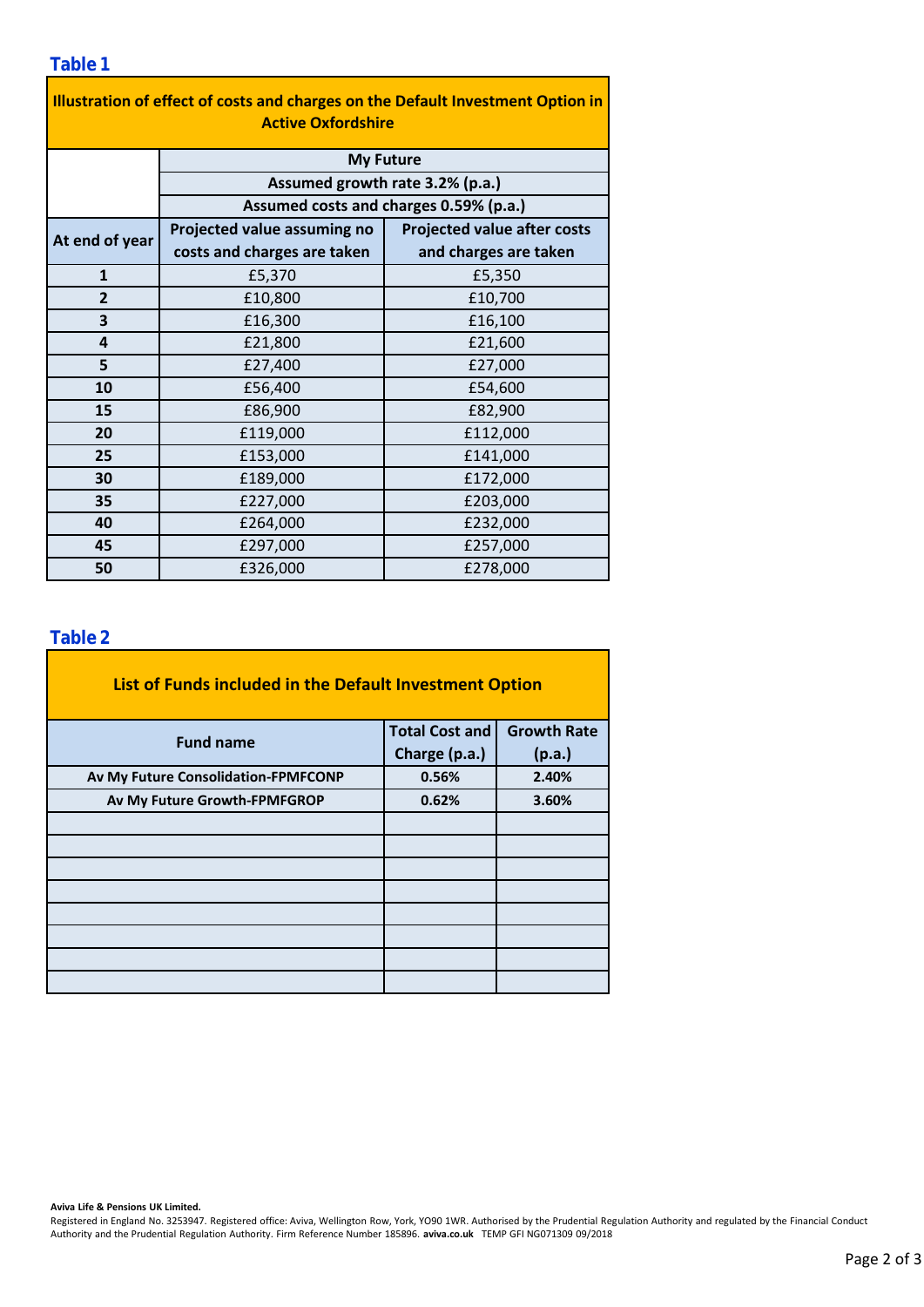## Table 1

| Illustration of effect of costs and charges on the Default Investment Option in Active Oxfordshire | | |
|---|---|---|
| | My Future | |
| | Assumed growth rate 3.2% (p.a.) | |
| | Assumed costs and charges 0.59% (p.a.) | |
| At end of year | Projected value assuming no costs and charges are taken | Projected value after costs and charges are taken |
| 1 | £5,370 | £5,350 |
| 2 | £10,800 | £10,700 |
| 3 | £16,300 | £16,100 |
| 4 | £21,800 | £21,600 |
| 5 | £27,400 | £27,000 |
| 10 | £56,400 | £54,600 |
| 15 | £86,900 | £82,900 |
| 20 | £119,000 | £112,000 |
| 25 | £153,000 | £141,000 |
| 30 | £189,000 | £172,000 |
| 35 | £227,000 | £203,000 |
| 40 | £264,000 | £232,000 |
| 45 | £297,000 | £257,000 |
| 50 | £326,000 | £278,000 |

## Table 2

| List of Funds included in the Default Investment Option | | |
|---|---|---|
| Fund name | Total Cost and Charge (p.a.) | Growth Rate (p.a.) |
| Av My Future Consolidation-FPMFCONP | 0.56% | 2.40% |
| Av My Future Growth-FPMFGROP | 0.62% | 3.60% |
| | | |
| | | |
| | | |
| | | |
| | | |
| | | |
| | | |
| | | |

**Aviva Life & Pensions UK Limited.**
Registered in England No. 3253947. Registered office: Aviva, Wellington Row, York, YO90 1WR. Authorised by the Prudential Regulation Authority and regulated by the Financial Conduct Authority and the Prudential Regulation Authority. Firm Reference Number 185896. **aviva.co.uk** TEMP GFI NG071309 09/2018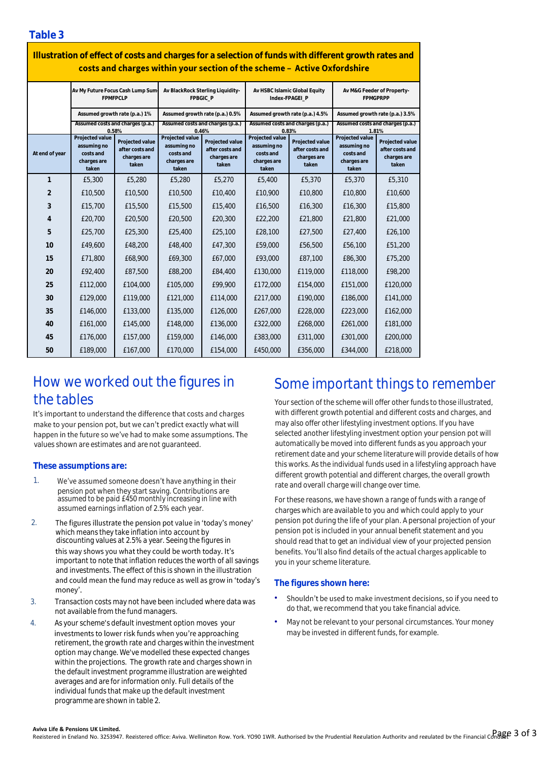## Table 3

| Illustration of effect of costs and charges for a selection of funds with different growth rates and costs and charges within your section of the scheme – Active Oxfordshire | | | | | | | | |
|---|---|---|---|---|---|---|---|---|
| | Av My Future Focus Cash Lump Sum-FPMFPCLP | | Av BlackRock Sterling Liquidity-FPBGIC_P | | Av HSBC Islamic Global Equity Index-FPAGEI_P | | Av M&G Feeder of Property-FPMGPRPP | |
| | Assumed growth rate (p.a.) 1% | | Assumed growth rate (p.a.) 0.5% | | Assumed growth rate (p.a.) 4.5% | | Assumed growth rate (p.a.) 3.5% | |
| | Assumed costs and charges (p.a.) 0.58% | | Assumed costs and charges (p.a.) 0.46% | | Assumed costs and charges (p.a.) 0.83% | | Assumed costs and charges (p.a.) 1.81% | |
| At end of year | Projected value assuming no costs and charges are taken | Projected value after costs and charges are taken | Projected value assuming no costs and charges are taken | Projected value after costs and charges are taken | Projected value assuming no costs and charges are taken | Projected value after costs and charges are taken | Projected value assuming no costs and charges are taken | Projected value after costs and charges are taken |
| 1 | £5,300 | £5,280 | £5,280 | £5,270 | £5,400 | £5,370 | £5,370 | £5,310 |
| 2 | £10,500 | £10,500 | £10,500 | £10,400 | £10,900 | £10,800 | £10,800 | £10,600 |
| 3 | £15,700 | £15,500 | £15,500 | £15,400 | £16,500 | £16,300 | £16,300 | £15,800 |
| 4 | £20,700 | £20,500 | £20,500 | £20,300 | £22,200 | £21,800 | £21,800 | £21,000 |
| 5 | £25,700 | £25,300 | £25,400 | £25,100 | £28,100 | £27,500 | £27,400 | £26,100 |
| 10 | £49,600 | £48,200 | £48,400 | £47,300 | £59,000 | £56,500 | £56,100 | £51,200 |
| 15 | £71,800 | £68,900 | £69,300 | £67,000 | £93,000 | £87,100 | £86,300 | £75,200 |
| 20 | £92,400 | £87,500 | £88,200 | £84,400 | £130,000 | £119,000 | £118,000 | £98,200 |
| 25 | £112,000 | £104,000 | £105,000 | £99,900 | £172,000 | £154,000 | £151,000 | £120,000 |
| 30 | £129,000 | £119,000 | £121,000 | £114,000 | £217,000 | £190,000 | £186,000 | £141,000 |
| 35 | £146,000 | £133,000 | £135,000 | £126,000 | £267,000 | £228,000 | £223,000 | £162,000 |
| 40 | £161,000 | £145,000 | £148,000 | £136,000 | £322,000 | £268,000 | £261,000 | £181,000 |
| 45 | £176,000 | £157,000 | £159,000 | £146,000 | £383,000 | £311,000 | £301,000 | £200,000 |
| 50 | £189,000 | £167,000 | £170,000 | £154,000 | £450,000 | £356,000 | £344,000 | £218,000 |

## How we worked out the figures in the tables

It's important to understand the difference that costs and charges make to your pension pot, but we can't predict exactly what will happen in the future so we've had to make some assumptions. The values shown are estimates and are not guaranteed.

### These assumptions are:

1. We've assumed someone doesn't have anything in their pension pot when they start saving. Contributions are assumed to be paid £450 monthly increasing in line with assumed earnings inflation of 2.5% each year.
2. The figures illustrate the pension pot value in 'today's money' which means they take inflation into account by discounting values at 2.5% a year. Seeing the figures in this way shows you what they could be worth today. It's important to note that inflation reduces the worth of all savings and investments. The effect of this is shown in the illustration and could mean the fund may reduce as well as grow in 'today's money'.
3. Transaction costs may not have been included where data was not available from the fund managers.
4. As your scheme's default investment option moves your investments to lower risk funds when you're approaching retirement, the growth rate and charges within the investment option may change. We've modelled these expected changes within the projections. The growth rate and charges shown in the default investment programme illustration are weighted averages and are for information only. Full details of the individual funds that make up the default investment programme are shown in table 2.

## Some important things to remember

Your section of the scheme will offer other funds to those illustrated, with different growth potential and different costs and charges, and may also offer other lifestyling investment options. If you have selected another lifestyling investment option your pension pot will automatically be moved into different funds as you approach your retirement date and your scheme literature will provide details of how this works. As the individual funds used in a lifestyling approach have different growth potential and different charges, the overall growth rate and overall charge will change over time.

For these reasons, we have shown a range of funds with a range of charges which are available to you and which could apply to your pension pot during the life of your plan. A personal projection of your pension pot is included in your annual benefit statement and you should read that to get an individual view of your projected pension benefits. You'll also find details of the actual charges applicable to you in your scheme literature.

### The figures shown here:

- Shouldn't be used to make investment decisions, so if you need to do that, we recommend that you take financial advice.
- May not be relevant to your personal circumstances. Your money may be invested in different funds, for example.

**Aviva Life & Pensions UK Limited.**
Registered in England No. 3253947. Registered office: Aviva, Wellington Row, York, YO90 1WR. Authorised by the Prudential Regulation Authority and regulated by the Financial Conduct